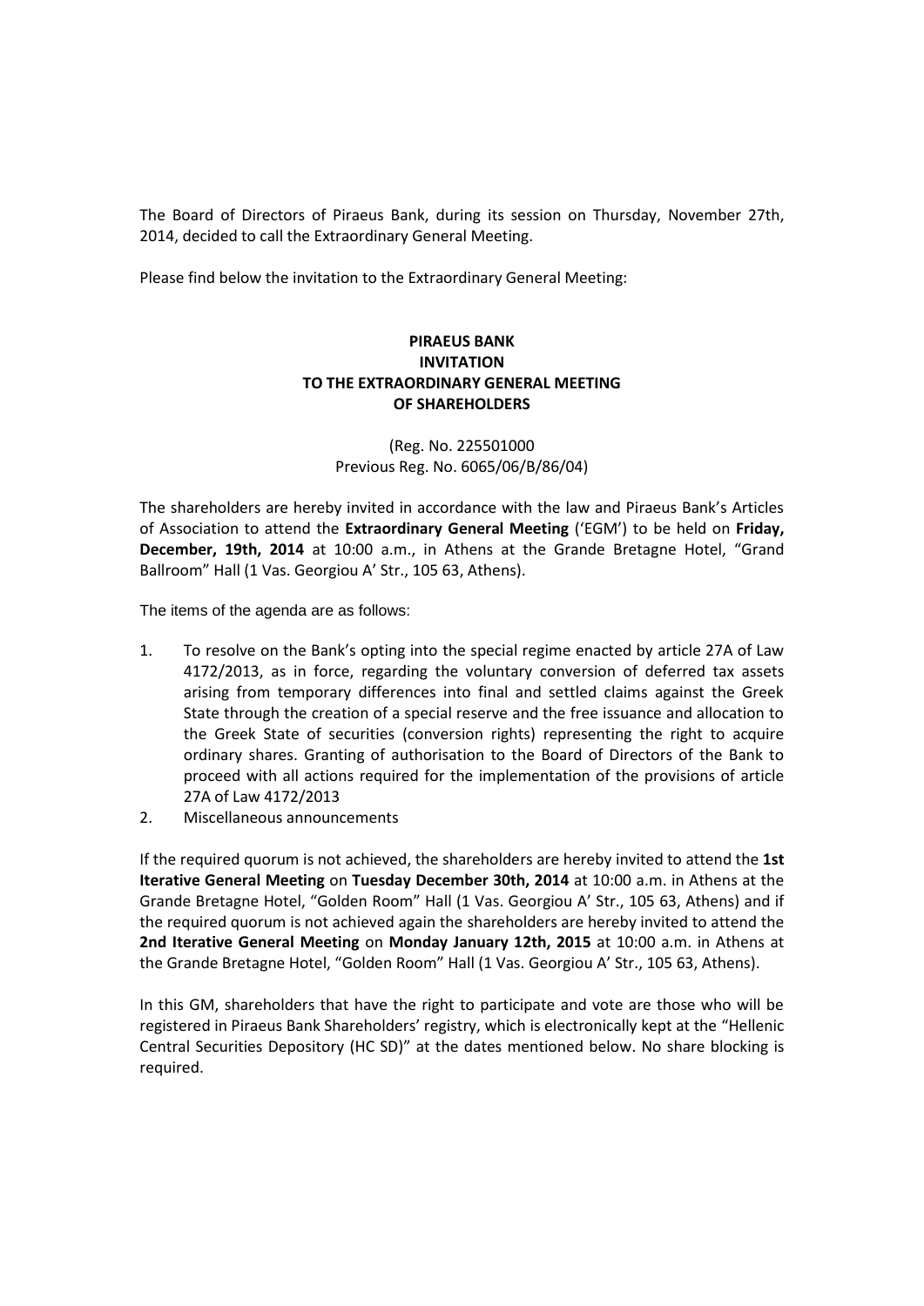The Board of Directors of Piraeus Bank, during its session on Thursday, November 27th, 2014, decided to call the Extraordinary General Meeting.

Please find below the invitation to the Extraordinary General Meeting:

**PIRAEUS BANK**
**INVITATION**
**TO THE EXTRAORDINARY GENERAL MEETING**
**OF SHAREHOLDERS**

(Reg. No. 225501000
Previous Reg. No. 6065/06/B/86/04)

The shareholders are hereby invited in accordance with the law and Piraeus Bank's Articles of Association to attend the **Extraordinary General Meeting** ('EGM') to be held on **Friday, December, 19th, 2014** at 10:00 a.m., in Athens at the Grande Bretagne Hotel, "Grand Ballroom" Hall (1 Vas. Georgiou A' Str., 105 63, Athens).

The items of the agenda are as follows:

1. To resolve on the Bank's opting into the special regime enacted by article 27A of Law 4172/2013, as in force, regarding the voluntary conversion of deferred tax assets arising from temporary differences into final and settled claims against the Greek State through the creation of a special reserve and the free issuance and allocation to the Greek State of securities (conversion rights) representing the right to acquire ordinary shares. Granting of authorisation to the Board of Directors of the Bank to proceed with all actions required for the implementation of the provisions of article 27A of Law 4172/2013
2. Miscellaneous announcements

If the required quorum is not achieved, the shareholders are hereby invited to attend the **1st Iterative General Meeting** on **Tuesday December 30th, 2014** at 10:00 a.m. in Athens at the Grande Bretagne Hotel, "Golden Room" Hall (1 Vas. Georgiou A' Str., 105 63, Athens) and if the required quorum is not achieved again the shareholders are hereby invited to attend the **2nd Iterative General Meeting** on **Monday January 12th, 2015** at 10:00 a.m. in Athens at the Grande Bretagne Hotel, "Golden Room" Hall (1 Vas. Georgiou A' Str., 105 63, Athens).

In this GM, shareholders that have the right to participate and vote are those who will be registered in Piraeus Bank Shareholders' registry, which is electronically kept at the "Hellenic Central Securities Depository (HC SD)" at the dates mentioned below. No share blocking is required.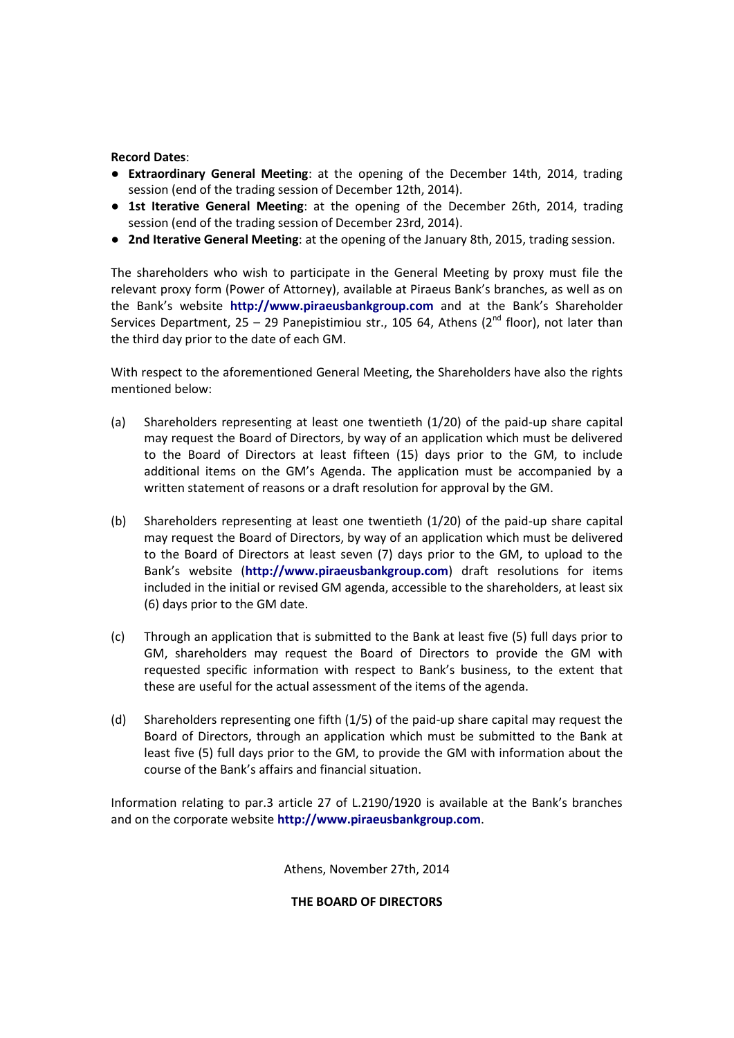**Record Dates**:

- **Extraordinary General Meeting**: at the opening of the December 14th, 2014, trading session (end of the trading session of December 12th, 2014).
- **1st Iterative General Meeting**: at the opening of the December 26th, 2014, trading session (end of the trading session of December 23rd, 2014).
- **2nd Iterative General Meeting**: at the opening of the January 8th, 2015, trading session.

The shareholders who wish to participate in the General Meeting by proxy must file the relevant proxy form (Power of Attorney), available at Piraeus Bank's branches, as well as on the Bank's website **http://www.piraeusbankgroup.com** and at the Bank's Shareholder Services Department, 25 – 29 Panepistimiou str., 105 64, Athens (2nd floor), not later than the third day prior to the date of each GM.

With respect to the aforementioned General Meeting, the Shareholders have also the rights mentioned below:

(a) Shareholders representing at least one twentieth (1/20) of the paid-up share capital may request the Board of Directors, by way of an application which must be delivered to the Board of Directors at least fifteen (15) days prior to the GM, to include additional items on the GM's Agenda. The application must be accompanied by a written statement of reasons or a draft resolution for approval by the GM.

(b) Shareholders representing at least one twentieth (1/20) of the paid-up share capital may request the Board of Directors, by way of an application which must be delivered to the Board of Directors at least seven (7) days prior to the GM, to upload to the Bank's website (**http://www.piraeusbankgroup.com**) draft resolutions for items included in the initial or revised GM agenda, accessible to the shareholders, at least six (6) days prior to the GM date.

(c) Through an application that is submitted to the Bank at least five (5) full days prior to GM, shareholders may request the Board of Directors to provide the GM with requested specific information with respect to Bank's business, to the extent that these are useful for the actual assessment of the items of the agenda.

(d) Shareholders representing one fifth (1/5) of the paid-up share capital may request the Board of Directors, through an application which must be submitted to the Bank at least five (5) full days prior to the GM, to provide the GM with information about the course of the Bank's affairs and financial situation.

Information relating to par.3 article 27 of L.2190/1920 is available at the Bank's branches and on the corporate website **http://www.piraeusbankgroup.com**.

Athens, November 27th, 2014

**THE BOARD OF DIRECTORS**